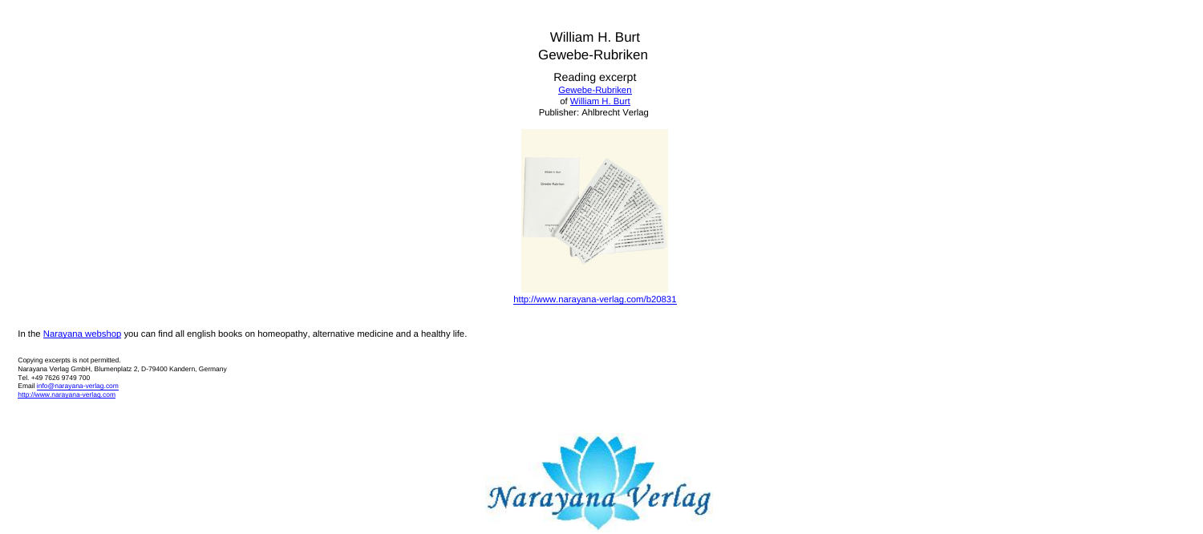# William H. Burt
## Gewebe-Rubriken

Reading excerpt
Gewebe-Rubriken
of William H. Burt
Publisher: Ahlbrecht Verlag

http://www.narayana-verlag.com/b20831

In the Narayana webshop you can find all english books on homeopathy, alternative medicine and a healthy life.

Copying excerpts is not permitted.
Narayana Verlag GmbH, Blumenplatz 2, D-79400 Kandern, Germany
Tel. +49 7626 9749 700
Email info@narayana-verlag.com
http://www.narayana-verlag.com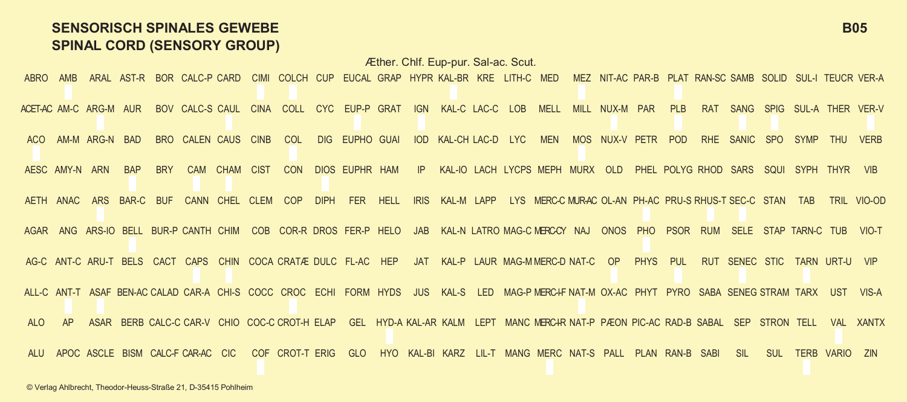## SENSORISCH SPINALES GEWEBE
## SPINAL CORD (SENSORY GROUP)

**B05**

Æther. Chlf. Eup-pur. Sal-ac. Scut.

| | | | | | | | | | | | | | | | | | | | | | | | | | | | | | | | | | | | |
|---|---|---|---|---|---|---|---|---|---|---|---|---|---|---|---|---|---|---|---|---|---|---|---|---|---|---|---|---|---|---|---|---|---|---|---|
| ABRO | AMB | ARAL | AST-R | BOR | CALC-P | CARD | CIMI | COLCH | CUP | EUCAL | GRAP | HYPR | KAL-BR | KRE | LITH-C | MED | MEZ | NIT-AC | PAR-B | PLAT | RAN-SC | SAMB | SOLID | SUL-I | TEUCR | VER-A |
| ACET-AC | AM-C | ARG-M | AUR | BOV | CALC-S | CAUL | CINA | COLL | CYC | EUP-P | GRAT | IGN | KAL-C | LAC-C | LOB | MELL | MILL | NUX-M | PAR | PLB | RAT | SANG | SPIG | SUL-A | THER | VER-V |
| ACO | AM-M | ARG-N | BAD | BRO | CALEN | CAUS | CINB | COL | DIG | EUPHO | GUAI | IOD | KAL-CH | LAC-D | LYC | MEN | MOS | NUX-V | PETR | POD | RHE | SANIC | SPO | SYMP | THU | VERB |
| AESC | AMY-N | ARN | BAP | BRY | CAM | CHAM | CIST | CON | DIOS | EUPHR | HAM | IP | KAL-IO | LACH | LYCPS | MEPH | MURX | OLD | PHEL | POLYG | RHOD | SARS | SQUI | SYPH | THYR | VIB |
| AETH | ANAC | ARS | BAR-C | BUF | CANN | CHEL | CLEM | COP | DIPH | FER | HELL | IRIS | KAL-M | LAPP | LYS | MERC-C | MUR-AC | OL-AN | PH-AC | PRU-S | RHUS-T | SEC-C | STAN | TAB | TRIL | VIO-OD |
| AGAR | ANG | ARS-IO | BELL | BUR-P | CANTH | CHIM | COB | COR-R | DROS | FER-P | HELO | JAB | KAL-N | LATRO | MAG-C | MERC-CY | NAJ | ONOS | PHO | PSOR | RUM | SELE | STAP | TARN-C | TUB | VIO-T |
| AG-C | ANT-C | ARU-T | BELS | CACT | CAPS | CHIN | COCA | CRATÆ | DULC | FL-AC | HEP | JAT | KAL-P | LAUR | MAG-M | MERC-D | NAT-C | OP | PHYS | PUL | RUT | SENEC | STIC | TARN | URT-U | VIP |
| ALL-C | ANT-T | ASAF | BEN-AC | CALAD | CAR-A | CHI-S | COCC | CROC | ECHI | FORM | HYDS | JUS | KAL-S | LED | MAG-P | MERC-I-F | NAT-M | OX-AC | PHYT | PYRO | SABA | SENEG | STRAM | TARX | UST | VIS-A |
| ALO | AP | ASAR | BERB | CALC-C | CAR-V | CHIO | COC-C | CROT-H | ELAP | GEL | HYD-A | KAL-AR | KALM | LEPT | MANC | MERC-I-R | NAT-P | PÆON | PIC-AC | RAD-B | SABAL | SEP | STRON | TELL | VAL | XANTX |
| ALU | APOC | ASCLE | BISM | CALC-F | CAR-AC | CIC | COF | CROT-T | ERIG | GLO | HYO | KAL-BI | KARZ | LIL-T | MANG | MERC | NAT-S | PALL | PLAN | RAN-B | SABI | SIL | SUL | TERB | VARIO | ZIN |

© Verlag Ahlbrecht, Theodor-Heuss-Straße 21, D-35415 Pohlheim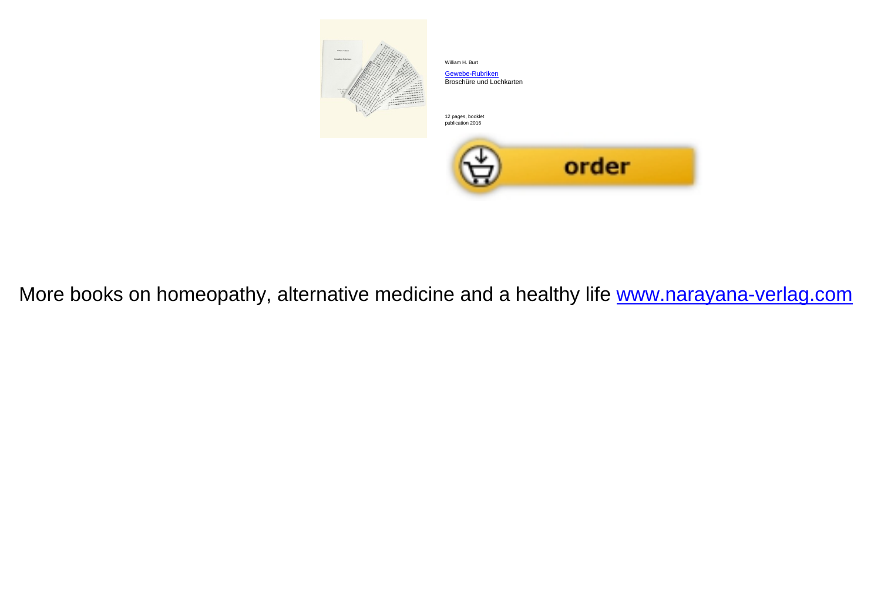William H. Burt

[Gewebe-Rubriken](#)
Broschüre und Lochkarten

12 pages, booklet
publication 2016

order

More books on homeopathy, alternative medicine and a healthy life [www.narayana-verlag.com](http://www.narayana-verlag.com)